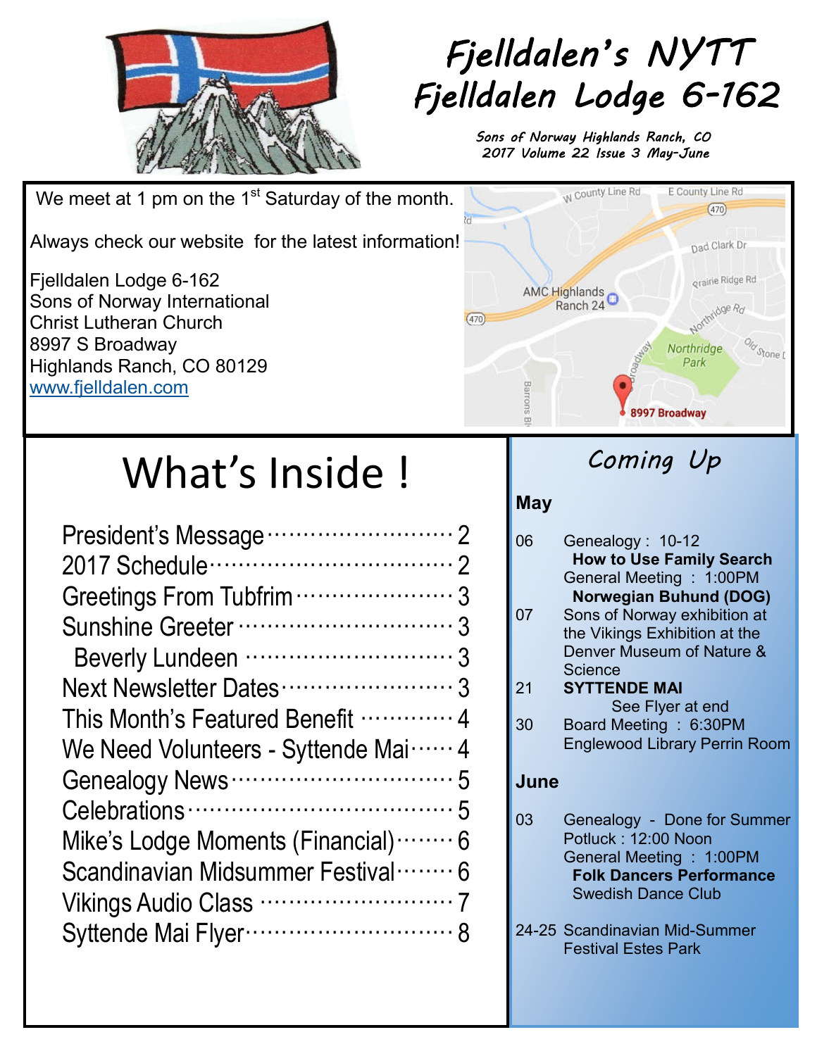# Fjelldalen's NYTT
# Fjelldalen Lodge 6-162

*Sons of Norway Highlands Ranch, CO*
*2017 Volume 22 Issue 3 May-June*

We meet at 1 pm on the 1st Saturday of the month.

Always check our website for the latest information!

Fjelldalen Lodge 6-162
Sons of Norway International
Christ Lutheran Church
8997 S Broadway
Highlands Ranch, CO 80129
www.fjelldalen.com

## What's Inside !

| | |
|---|---|
| President's Message | 2 |
| 2017 Schedule | 2 |
| Greetings From Tubfrim | 3 |
| Sunshine Greeter | 3 |
| Beverly Lundeen | 3 |
| Next Newsletter Dates | 3 |
| This Month's Featured Benefit | 4 |
| We Need Volunteers - Syttende Mai | 4 |
| Genealogy News | 5 |
| Celebrations | 5 |
| Mike's Lodge Moments (Financial) | 6 |
| Scandinavian Midsummer Festival | 6 |
| Vikings Audio Class | 7 |
| Syttende Mai Flyer | 8 |

## Coming Up

### May

- **06** Genealogy : 10-12
  **How to Use Family Search**
  General Meeting : 1:00PM
  **Norwegian Buhund (DOG)**
- **07** Sons of Norway exhibition at the Vikings Exhibition at the Denver Museum of Nature & Science
- **21** **SYTTENDE MAI**
  See Flyer at end
- **30** Board Meeting : 6:30PM
  Englewood Library Perrin Room

### June

- **03** Genealogy - Done for Summer
  Potluck : 12:00 Noon
  General Meeting : 1:00PM
  **Folk Dancers Performance**
  Swedish Dance Club
- **24-25** Scandinavian Mid-Summer Festival Estes Park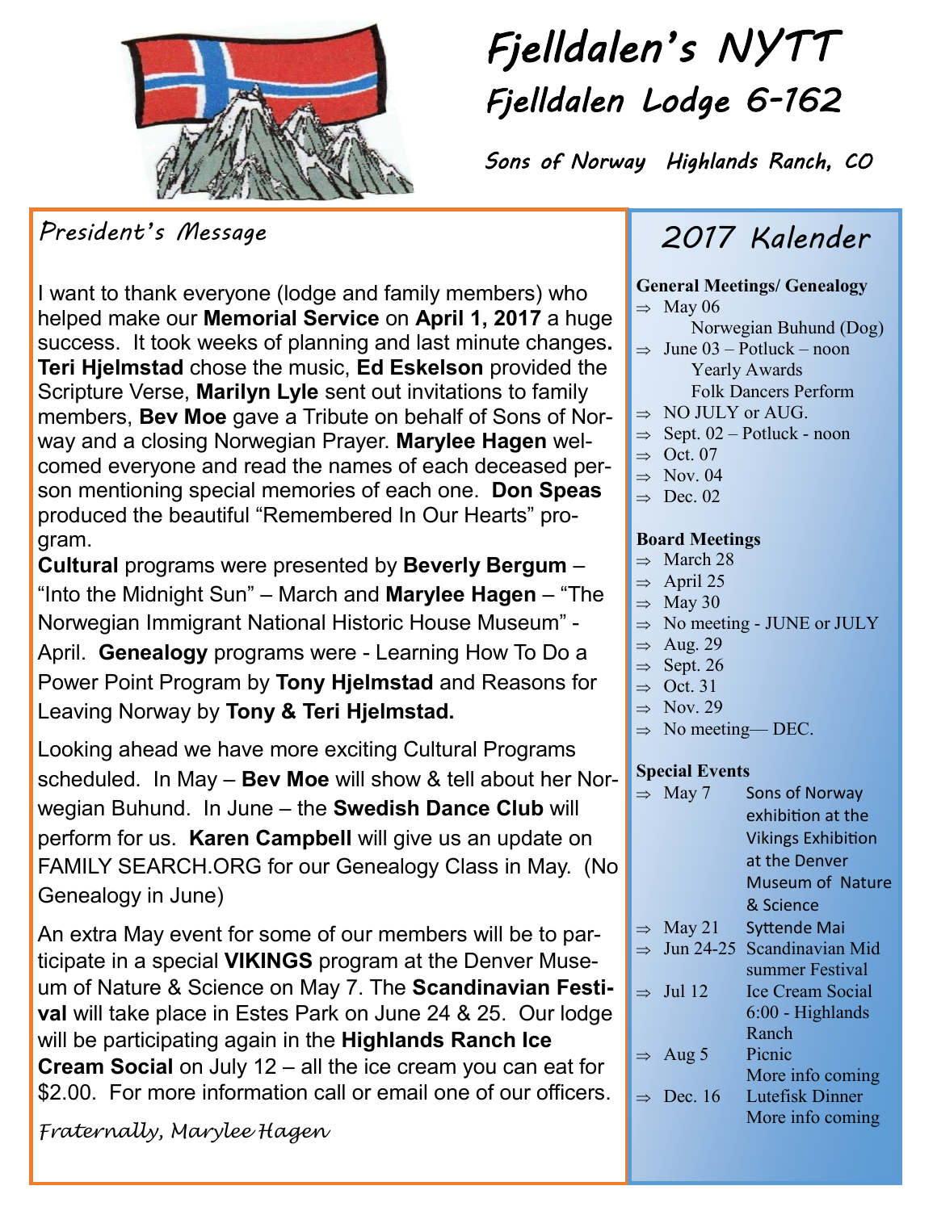# Fjelldalen's NYTT

## Fjelldalen Lodge 6-162

*Sons of Norway Highlands Ranch, CO*

### President's Message

I want to thank everyone (lodge and family members) who helped make our **Memorial Service** on **April 1, 2017** a huge success. It took weeks of planning and last minute changes**.** **Teri Hjelmstad** chose the music, **Ed Eskelson** provided the Scripture Verse, **Marilyn Lyle** sent out invitations to family members, **Bev Moe** gave a Tribute on behalf of Sons of Norway and a closing Norwegian Prayer. **Marylee Hagen** welcomed everyone and read the names of each deceased person mentioning special memories of each one. **Don Speas** produced the beautiful "Remembered In Our Hearts" program.

**Cultural** programs were presented by **Beverly Bergum** – "Into the Midnight Sun" – March and **Marylee Hagen** – "The Norwegian Immigrant National Historic House Museum" - April. **Genealogy** programs were - Learning How To Do a Power Point Program by **Tony Hjelmstad** and Reasons for Leaving Norway by **Tony & Teri Hjelmstad.**

Looking ahead we have more exciting Cultural Programs scheduled. In May – **Bev Moe** will show & tell about her Norwegian Buhund. In June – the **Swedish Dance Club** will perform for us. **Karen Campbell** will give us an update on FAMILY SEARCH.ORG for our Genealogy Class in May. (No Genealogy in June)

An extra May event for some of our members will be to participate in a special **VIKINGS** program at the Denver Museum of Nature & Science on May 7. The **Scandinavian Festival** will take place in Estes Park on June 24 & 25. Our lodge will be participating again in the **Highlands Ranch Ice Cream Social** on July 12 – all the ice cream you can eat for $2.00. For more information call or email one of our officers.

*Fraternally, Marylee Hagen*

### 2017 Kalender

**General Meetings/ Genealogy**

- May 06
  Norwegian Buhund (Dog)
- June 03 – Potluck – noon
  Yearly Awards
  Folk Dancers Perform
- NO JULY or AUG.
- Sept. 02 – Potluck - noon
- Oct. 07
- Nov. 04
- Dec. 02

**Board Meetings**

- March 28
- April 25
- May 30
- No meeting - JUNE or JULY
- Aug. 29
- Sept. 26
- Oct. 31
- Nov. 29
- No meeting— DEC.

**Special Events**

- May 7 — Sons of Norway exhibition at the Vikings Exhibition at the Denver Museum of Nature & Science
- May 21 — Syttende Mai
- Jun 24-25 — Scandinavian Mid summer Festival
- Jul 12 — Ice Cream Social 6:00 - Highlands Ranch
- Aug 5 — Picnic
  More info coming
- Dec. 16 — Lutefisk Dinner
  More info coming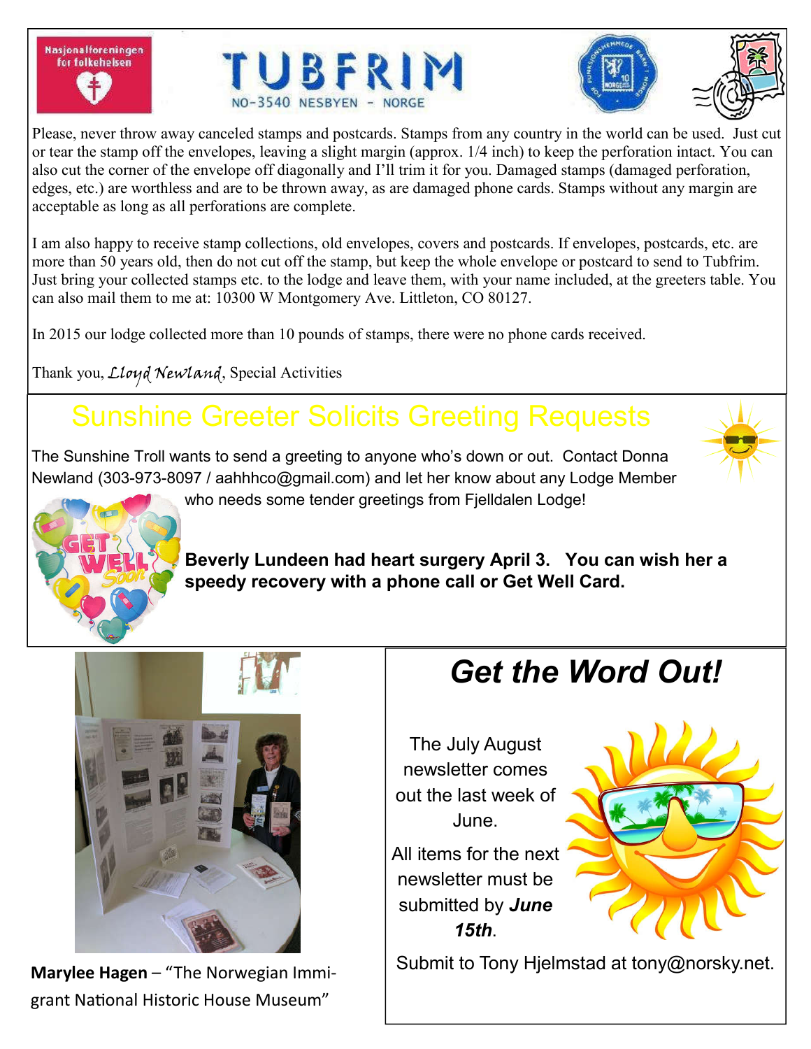Nasjonalforeningen for folkehelsen

TUBFRIM
NO-3540 NESBYEN - NORGE

Please, never throw away canceled stamps and postcards. Stamps from any country in the world can be used. Just cut or tear the stamp off the envelopes, leaving a slight margin (approx. 1/4 inch) to keep the perforation intact. You can also cut the corner of the envelope off diagonally and I'll trim it for you. Damaged stamps (damaged perforation, edges, etc.) are worthless and are to be thrown away, as are damaged phone cards. Stamps without any margin are acceptable as long as all perforations are complete.

I am also happy to receive stamp collections, old envelopes, covers and postcards. If envelopes, postcards, etc. are more than 50 years old, then do not cut off the stamp, but keep the whole envelope or postcard to send to Tubfrim. Just bring your collected stamps etc. to the lodge and leave them, with your name included, at the greeters table. You can also mail them to me at: 10300 W Montgomery Ave. Littleton, CO 80127.

In 2015 our lodge collected more than 10 pounds of stamps, there were no phone cards received.

Thank you, *Lloyd Newland*, Special Activities

## Sunshine Greeter Solicits Greeting Requests

The Sunshine Troll wants to send a greeting to anyone who's down or out. Contact Donna Newland (303-973-8097 / aahhhco@gmail.com) and let her know about any Lodge Member who needs some tender greetings from Fjelldalen Lodge!

**Beverly Lundeen had heart surgery April 3. You can wish her a speedy recovery with a phone call or Get Well Card.**

**Marylee Hagen** – "The Norwegian Immigrant National Historic House Museum"

## *Get the Word Out!*

The July August newsletter comes out the last week of June.

All items for the next newsletter must be submitted by ***June 15th***.

Submit to Tony Hjelmstad at tony@norsky.net.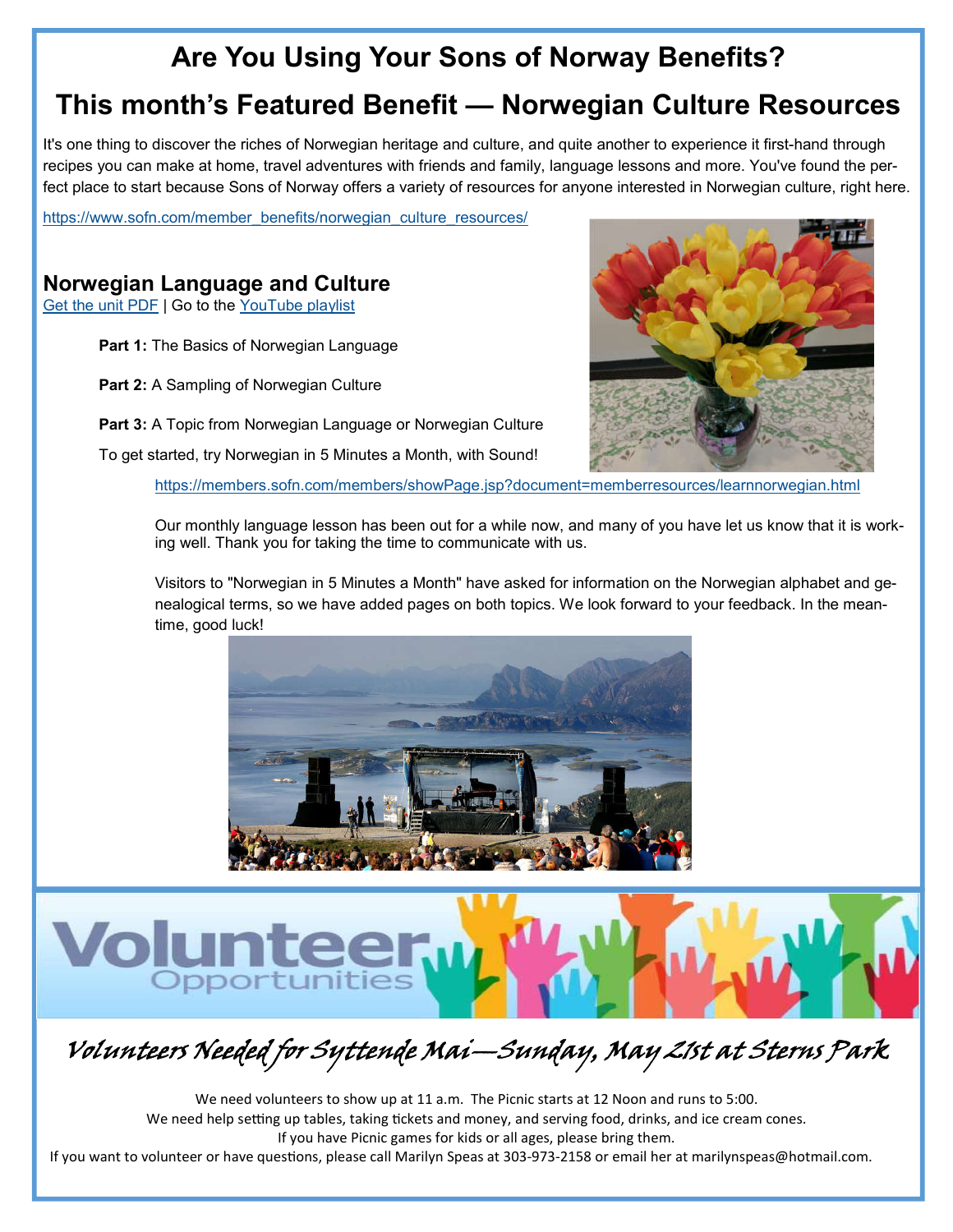# Are You Using Your Sons of Norway Benefits?

# This month's Featured Benefit — Norwegian Culture Resources

It's one thing to discover the riches of Norwegian heritage and culture, and quite another to experience it first-hand through recipes you can make at home, travel adventures with friends and family, language lessons and more. You've found the perfect place to start because Sons of Norway offers a variety of resources for anyone interested in Norwegian culture, right here.

https://www.sofn.com/member_benefits/norwegian_culture_resources/

## Norwegian Language and Culture

Get the unit PDF | Go to the YouTube playlist

**Part 1:** The Basics of Norwegian Language

**Part 2:** A Sampling of Norwegian Culture

**Part 3:** A Topic from Norwegian Language or Norwegian Culture

To get started, try Norwegian in 5 Minutes a Month, with Sound!

https://members.sofn.com/members/showPage.jsp?document=memberresources/learnnorwegian.html

Our monthly language lesson has been out for a while now, and many of you have let us know that it is working well. Thank you for taking the time to communicate with us.

Visitors to "Norwegian in 5 Minutes a Month" have asked for information on the Norwegian alphabet and genealogical terms, so we have added pages on both topics. We look forward to your feedback. In the meantime, good luck!

# Volunteer Opportunities

## *Volunteers Needed for Syttende Mai—Sunday, May 21st at Sterns Park*

We need volunteers to show up at 11 a.m. The Picnic starts at 12 Noon and runs to 5:00.
We need help setting up tables, taking tickets and money, and serving food, drinks, and ice cream cones.
If you have Picnic games for kids or all ages, please bring them.
If you want to volunteer or have questions, please call Marilyn Speas at 303-973-2158 or email her at marilynspeas@hotmail.com.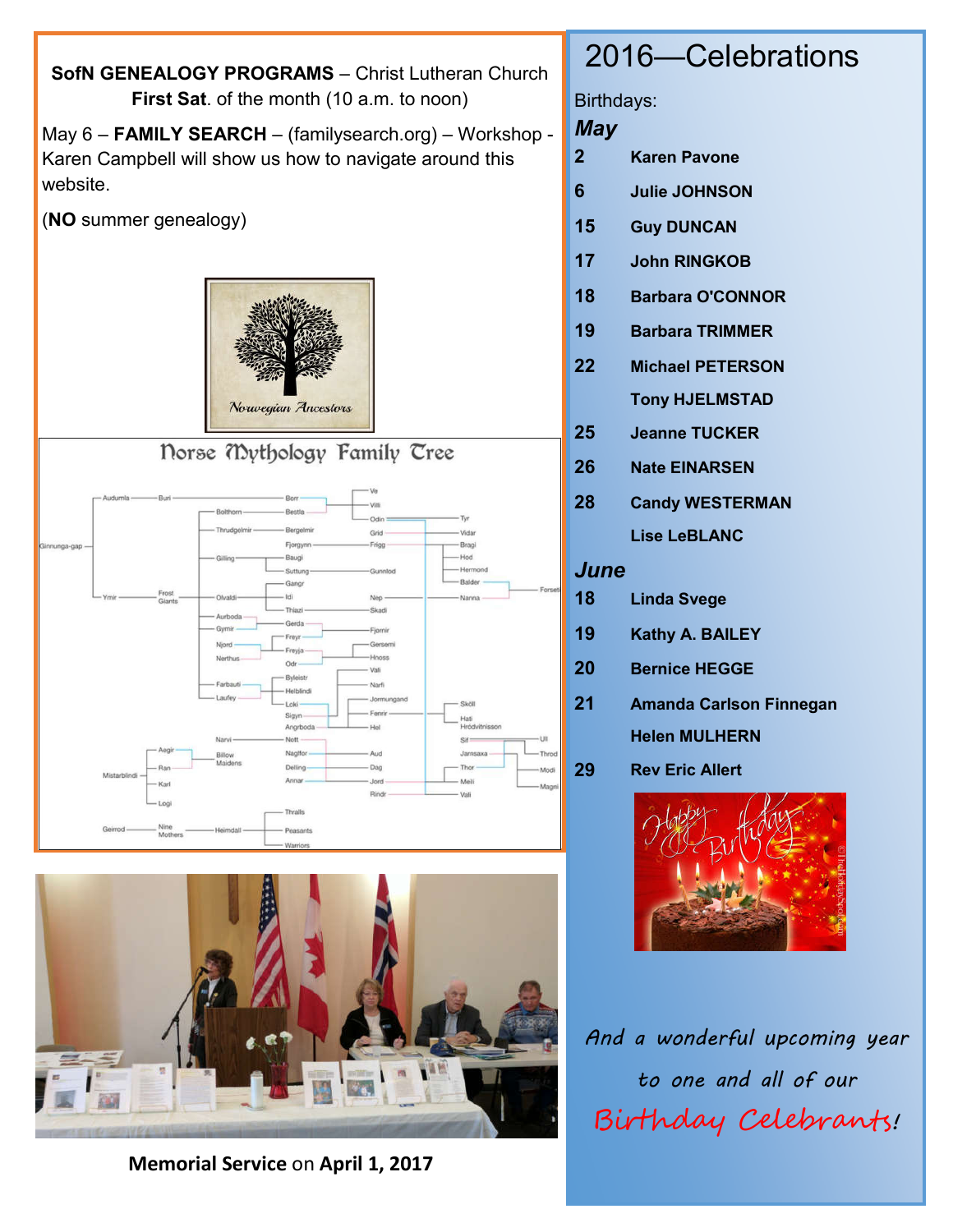**SofN GENEALOGY PROGRAMS** – Christ Lutheran Church
**First Sat**. of the month (10 a.m. to noon)

May 6 – **FAMILY SEARCH** – (familysearch.org) – Workshop - Karen Campbell will show us how to navigate around this website.

(**NO** summer genealogy)

Norwegian Ancestors

Norse Mythology Family Tree

**Memorial Service** on **April 1, 2017**

# 2016—Celebrations

Birthdays:

***May***

| | |
|---|---|
| **2** | **Karen Pavone** |
| **6** | **Julie JOHNSON** |
| **15** | **Guy DUNCAN** |
| **17** | **John RINGKOB** |
| **18** | **Barbara O'CONNOR** |
| **19** | **Barbara TRIMMER** |
| **22** | **Michael PETERSON** |
| | **Tony HJELMSTAD** |
| **25** | **Jeanne TUCKER** |
| **26** | **Nate EINARSEN** |
| **28** | **Candy WESTERMAN** |
| | **Lise LeBLANC** |

***June***

| | |
|---|---|
| **18** | **Linda Svege** |
| **19** | **Kathy A. BAILEY** |
| **20** | **Bernice HEGGE** |
| **21** | **Amanda Carlson Finnegan** |
| | **Helen MULHERN** |
| **29** | **Rev Eric Allert** |

*And a wonderful upcoming year to one and all of our Birthday Celebrants!*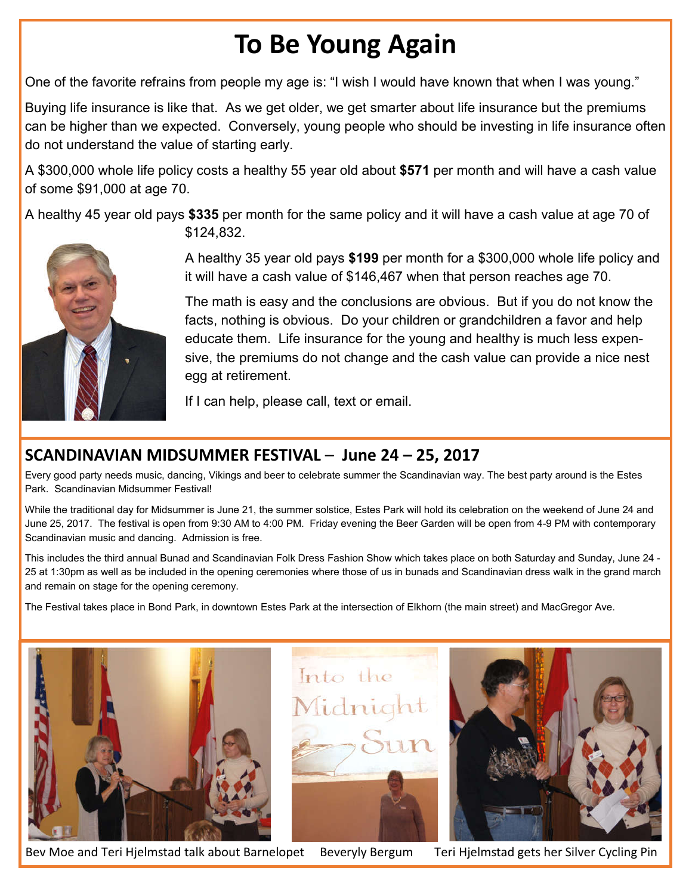# To Be Young Again

One of the favorite refrains from people my age is: "I wish I would have known that when I was young."

Buying life insurance is like that. As we get older, we get smarter about life insurance but the premiums can be higher than we expected. Conversely, young people who should be investing in life insurance often do not understand the value of starting early.

A $300,000 whole life policy costs a healthy 55 year old about **$571** per month and will have a cash value of some $91,000 at age 70.

A healthy 45 year old pays **$335** per month for the same policy and it will have a cash value at age 70 of $124,832.

A healthy 35 year old pays **$199** per month for a $300,000 whole life policy and it will have a cash value of $146,467 when that person reaches age 70.

The math is easy and the conclusions are obvious. But if you do not know the facts, nothing is obvious. Do your children or grandchildren a favor and help educate them. Life insurance for the young and healthy is much less expensive, the premiums do not change and the cash value can provide a nice nest egg at retirement.

If I can help, please call, text or email.

## SCANDINAVIAN MIDSUMMER FESTIVAL – June 24 – 25, 2017

Every good party needs music, dancing, Vikings and beer to celebrate summer the Scandinavian way. The best party around is the Estes Park. Scandinavian Midsummer Festival!

While the traditional day for Midsummer is June 21, the summer solstice, Estes Park will hold its celebration on the weekend of June 24 and June 25, 2017. The festival is open from 9:30 AM to 4:00 PM. Friday evening the Beer Garden will be open from 4-9 PM with contemporary Scandinavian music and dancing. Admission is free.

This includes the third annual Bunad and Scandinavian Folk Dress Fashion Show which takes place on both Saturday and Sunday, June 24 - 25 at 1:30pm as well as be included in the opening ceremonies where those of us in bunads and Scandinavian dress walk in the grand march and remain on stage for the opening ceremony.

The Festival takes place in Bond Park, in downtown Estes Park at the intersection of Elkhorn (the main street) and MacGregor Ave.

Bev Moe and Teri Hjelmstad talk about Barnelopet

Beveryly Bergum

Teri Hjelmstad gets her Silver Cycling Pin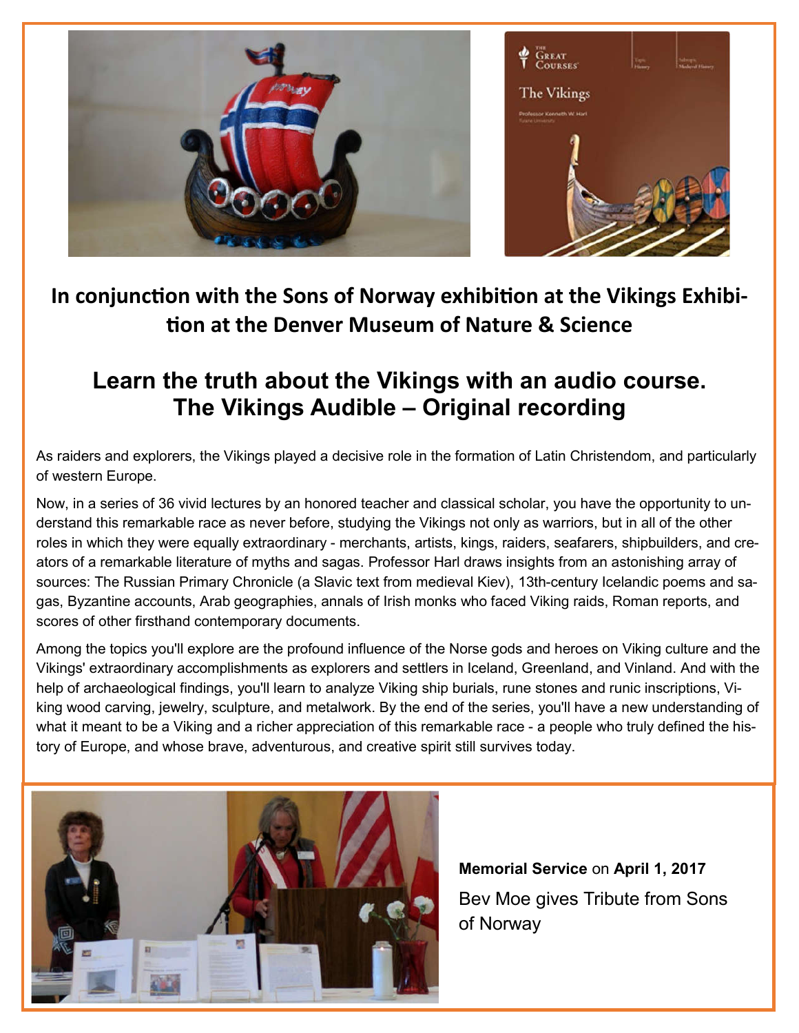**In conjunction with the Sons of Norway exhibition at the Vikings Exhibition at the Denver Museum of Nature & Science**

## Learn the truth about the Vikings with an audio course. The Vikings Audible – Original recording

As raiders and explorers, the Vikings played a decisive role in the formation of Latin Christendom, and particularly of western Europe.

Now, in a series of 36 vivid lectures by an honored teacher and classical scholar, you have the opportunity to understand this remarkable race as never before, studying the Vikings not only as warriors, but in all of the other roles in which they were equally extraordinary - merchants, artists, kings, raiders, seafarers, shipbuilders, and creators of a remarkable literature of myths and sagas. Professor Harl draws insights from an astonishing array of sources: The Russian Primary Chronicle (a Slavic text from medieval Kiev), 13th-century Icelandic poems and sagas, Byzantine accounts, Arab geographies, annals of Irish monks who faced Viking raids, Roman reports, and scores of other firsthand contemporary documents.

Among the topics you'll explore are the profound influence of the Norse gods and heroes on Viking culture and the Vikings' extraordinary accomplishments as explorers and settlers in Iceland, Greenland, and Vinland. And with the help of archaeological findings, you'll learn to analyze Viking ship burials, rune stones and runic inscriptions, Viking wood carving, jewelry, sculpture, and metalwork. By the end of the series, you'll have a new understanding of what it meant to be a Viking and a richer appreciation of this remarkable race - a people who truly defined the history of Europe, and whose brave, adventurous, and creative spirit still survives today.

**Memorial Service** on **April 1, 2017**

Bev Moe gives Tribute from Sons of Norway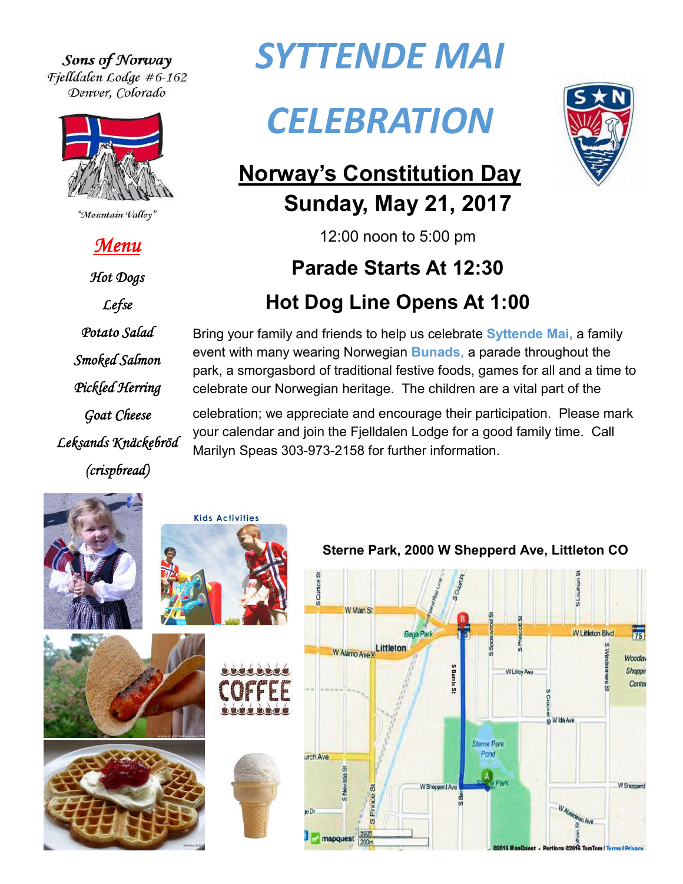*Sons of Norway*
*Fjelldalen Lodge #6-162*
*Denver, Colorado*

*"Mountain Valley"*

# SYTTENDE MAI CELEBRATION

## Norway's Constitution Day

## Sunday, May 21, 2017

12:00 noon to 5:00 pm

### Parade Starts At 12:30

### Hot Dog Line Opens At 1:00

## *Menu*

*Hot Dogs*
*Lefse*
*Potato Salad*
*Smoked Salmon*
*Pickled Herring*
*Goat Cheese*
*Leksands Knäckebröd (crispbread)*

Bring your family and friends to help us celebrate **Syttende Mai,** a family event with many wearing Norwegian **Bunads,** a parade throughout the park, a smorgasbord of traditional festive foods, games for all and a time to celebrate our Norwegian heritage. The children are a vital part of the celebration; we appreciate and encourage their participation. Please mark your calendar and join the Fjelldalen Lodge for a good family time. Call Marilyn Speas 303-973-2158 for further information.

Kids Activities

COFFEE

**Sterne Park, 2000 W Shepperd Ave, Littleton CO**